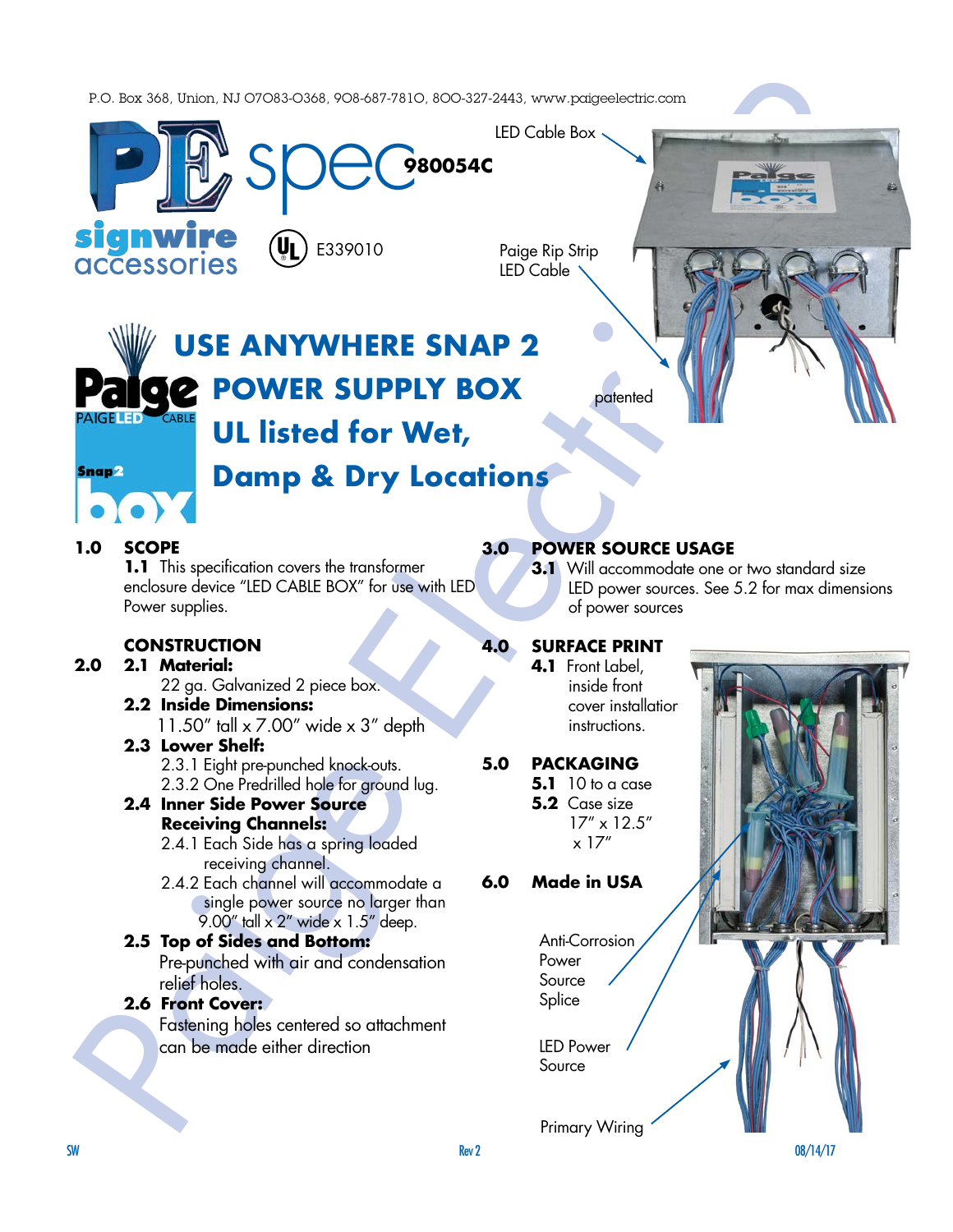P.O. Box 368, Union, NJ 07083-0368, 908-687-7810, 800-327-2443, www.paigeelectric.com

# PE spec 980054C

signwire accessories

UL E339010

LED Cable Box

Paige Rip Strip LED Cable

# USE ANYWHERE SNAP 2 POWER SUPPLY BOX
## UL listed for Wet, Damp & Dry Locations

patented

### 1.0 SCOPE

**1.1** This specification covers the transformer enclosure device "LED CABLE BOX" for use with LED Power supplies.

### CONSTRUCTION

### 2.0

**2.1 Material:**
22 ga. Galvanized 2 piece box.

**2.2 Inside Dimensions:**
11.50" tall x 7.00" wide x 3" depth

**2.3 Lower Shelf:**
- 2.3.1 Eight pre-punched knock-outs.
- 2.3.2 One Predrilled hole for ground lug.

**2.4 Inner Side Power Source Receiving Channels:**
- 2.4.1 Each Side has a spring loaded receiving channel.
- 2.4.2 Each channel will accommodate a single power source no larger than 9.00" tall x 2" wide x 1.5" deep.

**2.5 Top of Sides and Bottom:**
Pre-punched with air and condensation relief holes.

**2.6 Front Cover:**
Fastening holes centered so attachment can be made either direction

### 3.0 POWER SOURCE USAGE

**3.1** Will accommodate one or two standard size LED power sources. See 5.2 for max dimensions of power sources

### 4.0 SURFACE PRINT

**4.1** Front Label, inside front cover installatior instructions.

### 5.0 PACKAGING

**5.1** 10 to a case

**5.2** Case size 17" x 12.5" x 17"

### 6.0 Made in USA

Anti-Corrosion Power Source Splice

LED Power Source

Primary Wiring

SW Rev 2 08/14/17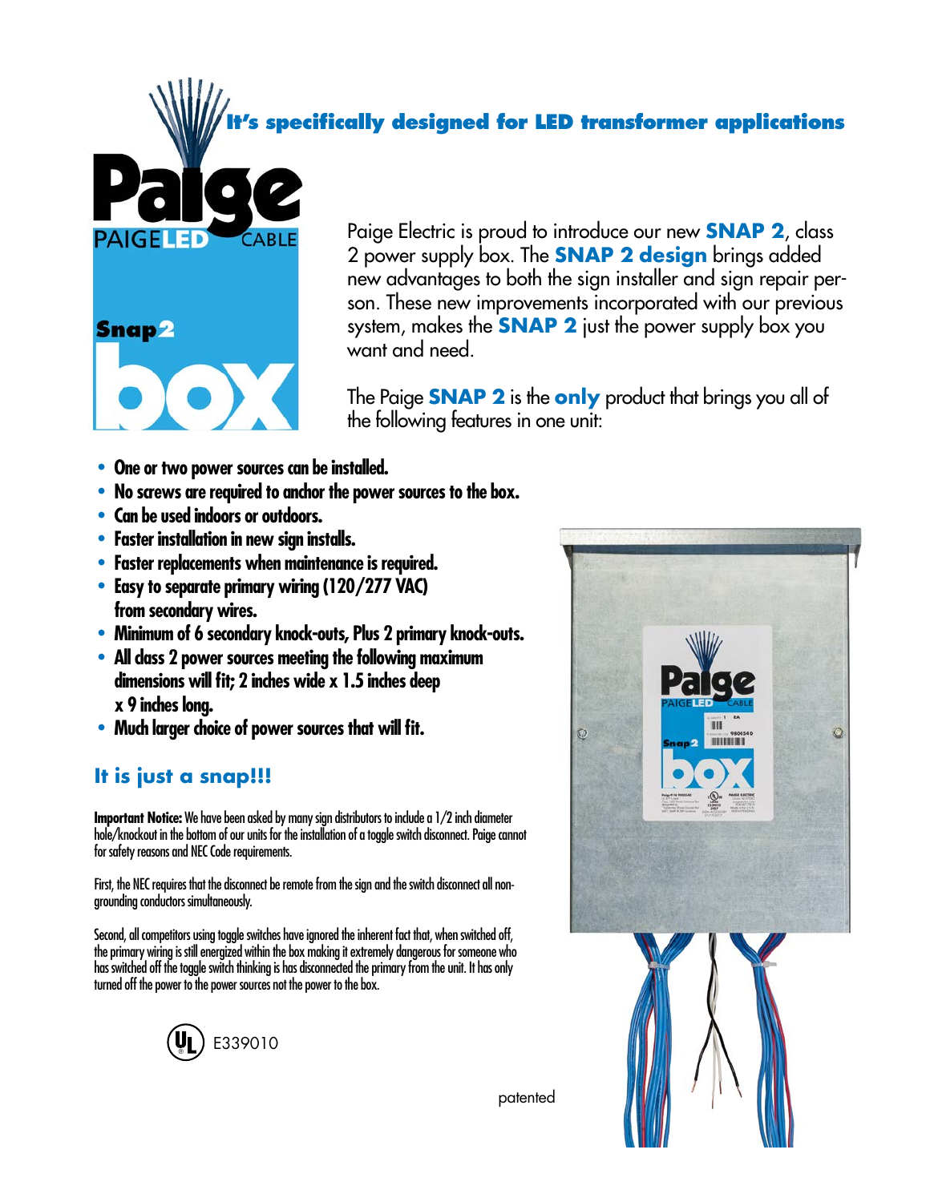## It's specifically designed for LED transformer applications

Paige
PAIGELED CABLE
Snap2
box

Paige Electric is proud to introduce our new **SNAP 2**, class 2 power supply box. The **SNAP 2 design** brings added new advantages to both the sign installer and sign repair person. These new improvements incorporated with our previous system, makes the **SNAP 2** just the power supply box you want and need.

The Paige **SNAP 2** is the **only** product that brings you all of the following features in one unit:

- **One or two power sources can be installed.**
- **No screws are required to anchor the power sources to the box.**
- **Can be used indoors or outdoors.**
- **Faster installation in new sign installs.**
- **Faster replacements when maintenance is required.**
- **Easy to separate primary wiring (120/277 VAC) from secondary wires.**
- **Minimum of 6 secondary knock-outs, Plus 2 primary knock-outs.**
- **All class 2 power sources meeting the following maximum dimensions will fit; 2 inches wide x 1.5 inches deep x 9 inches long.**
- **Much larger choice of power sources that will fit.**

### It is just a snap!!!

**Important Notice:** We have been asked by many sign distributors to include a 1/2 inch diameter hole/knockout in the bottom of our units for the installation of a toggle switch disconnect. Paige cannot for safety reasons and NEC Code requirements.

First, the NEC requires that the disconnect be remote from the sign and the switch disconnect all non-grounding conductors simultaneously.

Second, all competitors using toggle switches have ignored the inherent fact that, when switched off, the primary wiring is still energized within the box making it extremely dangerous for someone who has switched off the toggle switch thinking is has disconnected the primary from the unit. It has only turned off the power to the power sources not the power to the box.

UL E339010

patented